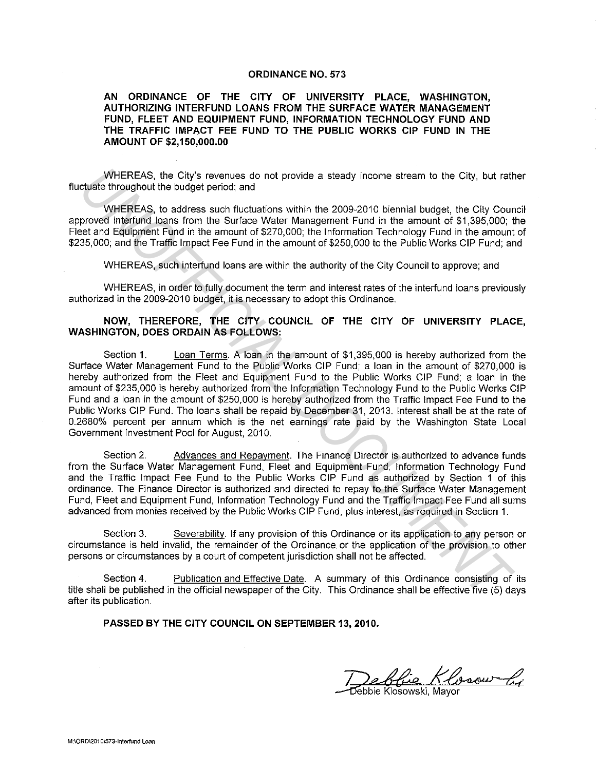# ORDINANCE NO. 573

## AN ORDINANCE OF THE CITY OF UNIVERSITY PLACE, WASHINGTON, AUTHORIZING INTERFUND LOANS FROM THE SURFACE WATER MANAGEMENT FUND, FLEET AND EQUIPMENT FUND, INFORMATION TECHNOLOGY FUND AND THE TRAFFIC IMPACT FEE FUND TO THE PUBLIC WORKS CIP FUND IN THE AMOUNT OF $2,150,000.00

WHEREAS, the City's revenues do not provide a steady income stream to the City, but rather fluctuate throughout the budget period; and

WHEREAS, to address such fluctuations within the 2009-2010 biennial budget, the City Council approved interfund loans from the Surface Water Management Fund in the amount of $1,395,000; the Fleet and Equipment Fund in the amount of $270,000; the Information Technology Fund in the amount of $235,000; and the Traffic Impact Fee Fund in the amount of $250,000 to the Public Works CIP Fund; and

WHEREAS, such interfund loans are within the authority of the City Council to approve; and

WHEREAS, in order to fully document the term and interest rates of the interfund loans previously authorized in the 2009-2010 budget, it is necessary to adopt this Ordinance.

**NOW, THEREFORE, THE CITY COUNCIL OF THE CITY OF UNIVERSITY PLACE, WASHINGTON, DOES ORDAIN AS FOLLOWS:**

Section 1. Loan Terms. A loan in the amount of $1,395,000 is hereby authorized from the Surface Water Management Fund to the Public Works CIP Fund; a loan in the amount of $270,000 is hereby authorized from the Fleet and Equipment Fund to the Public Works CIP Fund; a loan in the amount of $235,000 is hereby authorized from the Information Technology Fund to the Public Works CIP Fund and a loan in the amount of $250,000 is hereby authorized from the Traffic Impact Fee Fund to the Public Works CIP Fund. The loans shall be repaid by December 31, 2013. Interest shall be at the rate of 0.2680% percent per annum which is the net earnings rate paid by the Washington State Local Government Investment Pool for August, 2010.

Section 2. Advances and Repayment. The Finance Director is authorized to advance funds from the Surface Water Management Fund, Fleet and Equipment Fund, Information Technology Fund and the Traffic Impact Fee Fund to the Public Works CIP Fund as authorized by Section 1 of this ordinance. The Finance Director is authorized and directed to repay to the Surface Water Management Fund, Fleet and Equipment Fund, Information Technology Fund and the Traffic Impact Fee Fund all sums advanced from monies received by the Public Works CIP Fund, plus interest, as required in Section 1.

Section 3. Severability. If any provision of this Ordinance or its application to any person or circumstance is held invalid, the remainder of the Ordinance or the application of the provision to other persons or circumstances by a court of competent jurisdiction shall not be affected.

Section 4. Publication and Effective Date. A summary of this Ordinance consisting of its title shall be published in the official newspaper of the City. This Ordinance shall be effective five (5) days after its publication.

**PASSED BY THE CITY COUNCIL ON SEPTEMBER 13, 2010.**

Debbie Klosowski, Mayor

M:\ORD\2010\573-Interfund Loan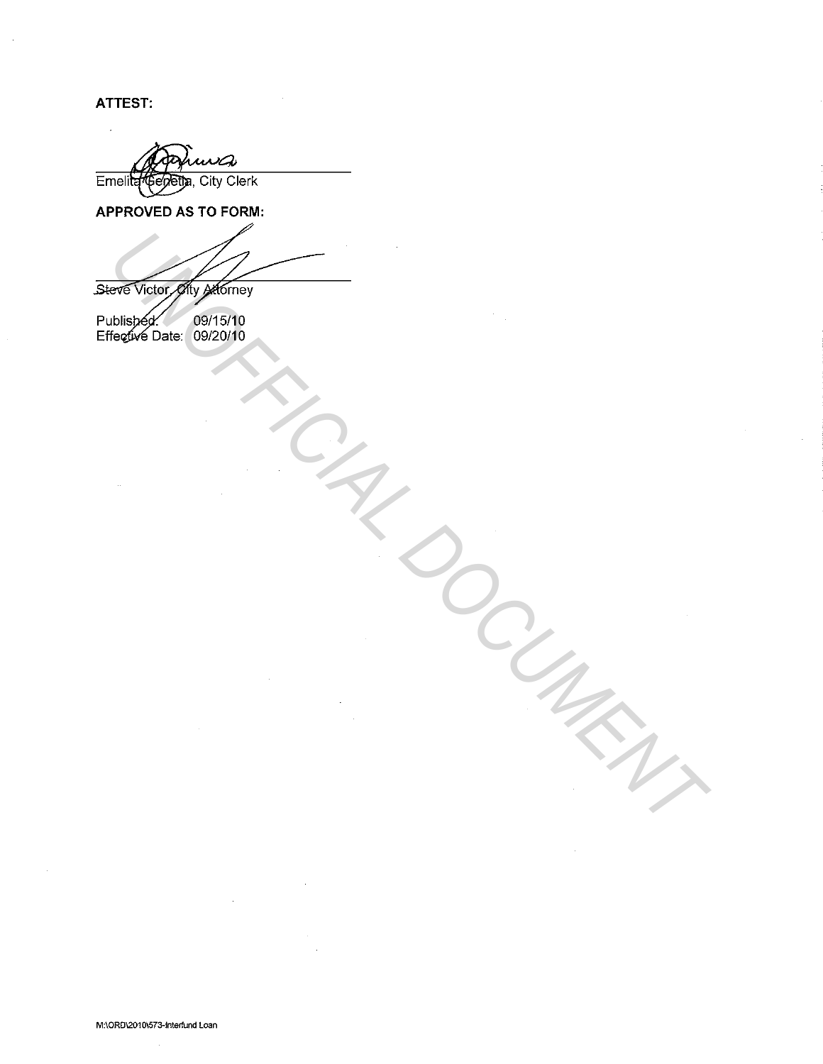**ATTEST:**

Emelita Genetia, City Clerk

**APPROVED AS TO FORM:**

Steve Victor, City Attorney

Published: 09/15/10
Effective Date: 09/20/10

UNOFFICIAL DOCUMENT

M:\ORD\2010\573-Interfund Loan